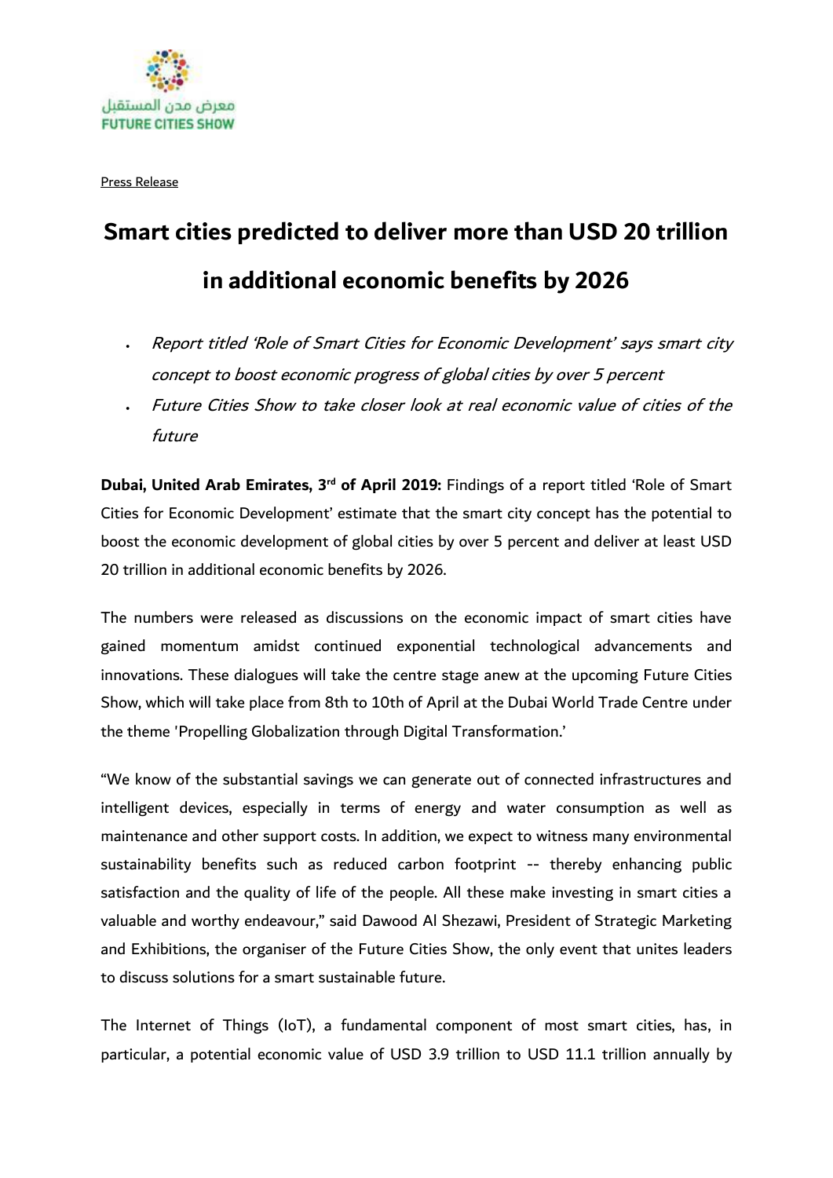معرض مدن المستقبل
FUTURE CITIES SHOW

Press Release

# Smart cities predicted to deliver more than USD 20 trillion in additional economic benefits by 2026

- *Report titled 'Role of Smart Cities for Economic Development' says smart city concept to boost economic progress of global cities by over 5 percent*
- *Future Cities Show to take closer look at real economic value of cities of the future*

**Dubai, United Arab Emirates, 3rd of April 2019:** Findings of a report titled 'Role of Smart Cities for Economic Development' estimate that the smart city concept has the potential to boost the economic development of global cities by over 5 percent and deliver at least USD 20 trillion in additional economic benefits by 2026.

The numbers were released as discussions on the economic impact of smart cities have gained momentum amidst continued exponential technological advancements and innovations. These dialogues will take the centre stage anew at the upcoming Future Cities Show, which will take place from 8th to 10th of April at the Dubai World Trade Centre under the theme 'Propelling Globalization through Digital Transformation.'

"We know of the substantial savings we can generate out of connected infrastructures and intelligent devices, especially in terms of energy and water consumption as well as maintenance and other support costs. In addition, we expect to witness many environmental sustainability benefits such as reduced carbon footprint -- thereby enhancing public satisfaction and the quality of life of the people. All these make investing in smart cities a valuable and worthy endeavour," said Dawood Al Shezawi, President of Strategic Marketing and Exhibitions, the organiser of the Future Cities Show, the only event that unites leaders to discuss solutions for a smart sustainable future.

The Internet of Things (IoT), a fundamental component of most smart cities, has, in particular, a potential economic value of USD 3.9 trillion to USD 11.1 trillion annually by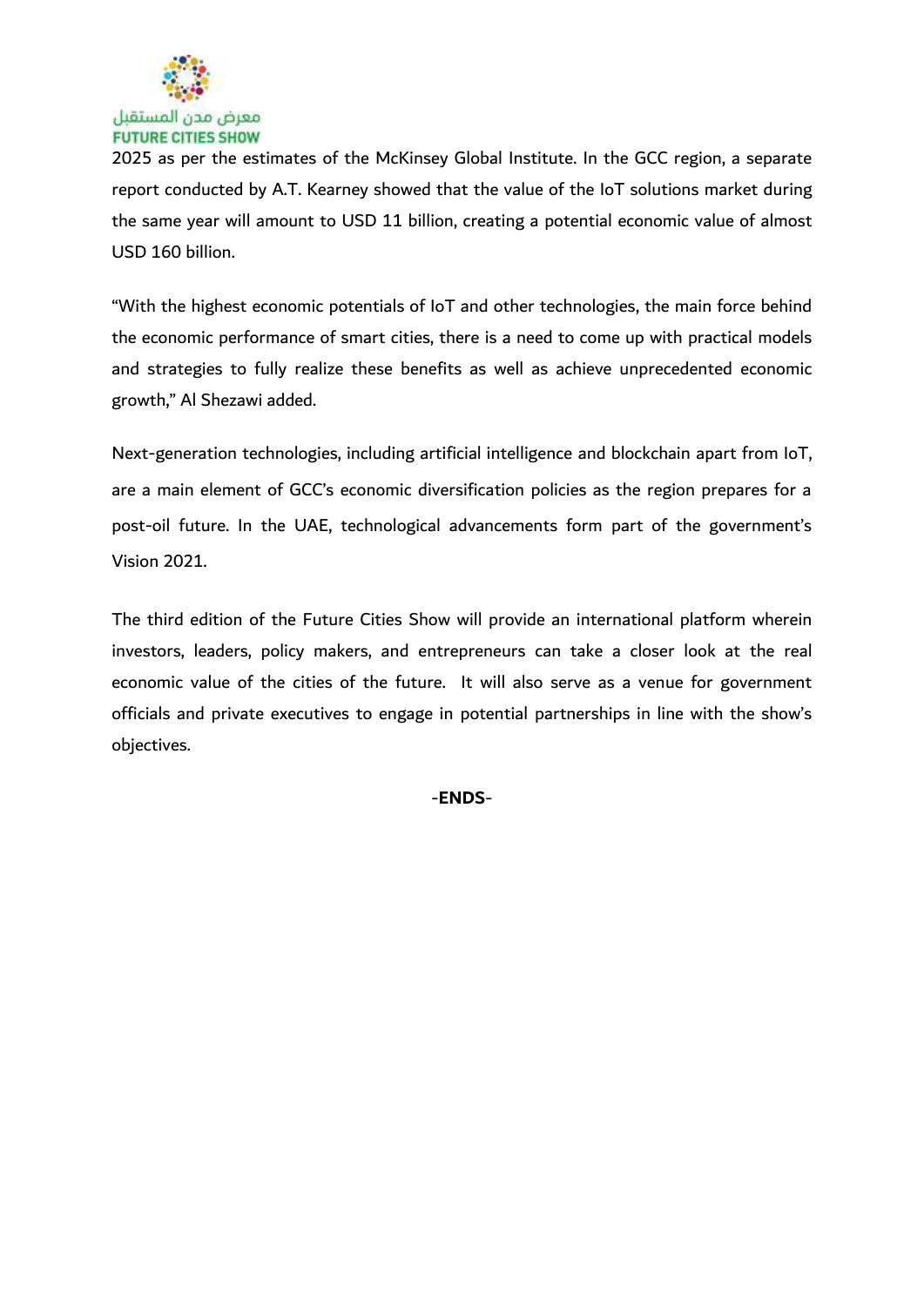2025 as per the estimates of the McKinsey Global Institute. In the GCC region, a separate report conducted by A.T. Kearney showed that the value of the IoT solutions market during the same year will amount to USD 11 billion, creating a potential economic value of almost USD 160 billion.

"With the highest economic potentials of IoT and other technologies, the main force behind the economic performance of smart cities, there is a need to come up with practical models and strategies to fully realize these benefits as well as achieve unprecedented economic growth," Al Shezawi added.

Next-generation technologies, including artificial intelligence and blockchain apart from IoT, are a main element of GCC's economic diversification policies as the region prepares for a post-oil future. In the UAE, technological advancements form part of the government's Vision 2021.

The third edition of the Future Cities Show will provide an international platform wherein investors, leaders, policy makers, and entrepreneurs can take a closer look at the real economic value of the cities of the future. It will also serve as a venue for government officials and private executives to engage in potential partnerships in line with the show's objectives.

-**ENDS**-